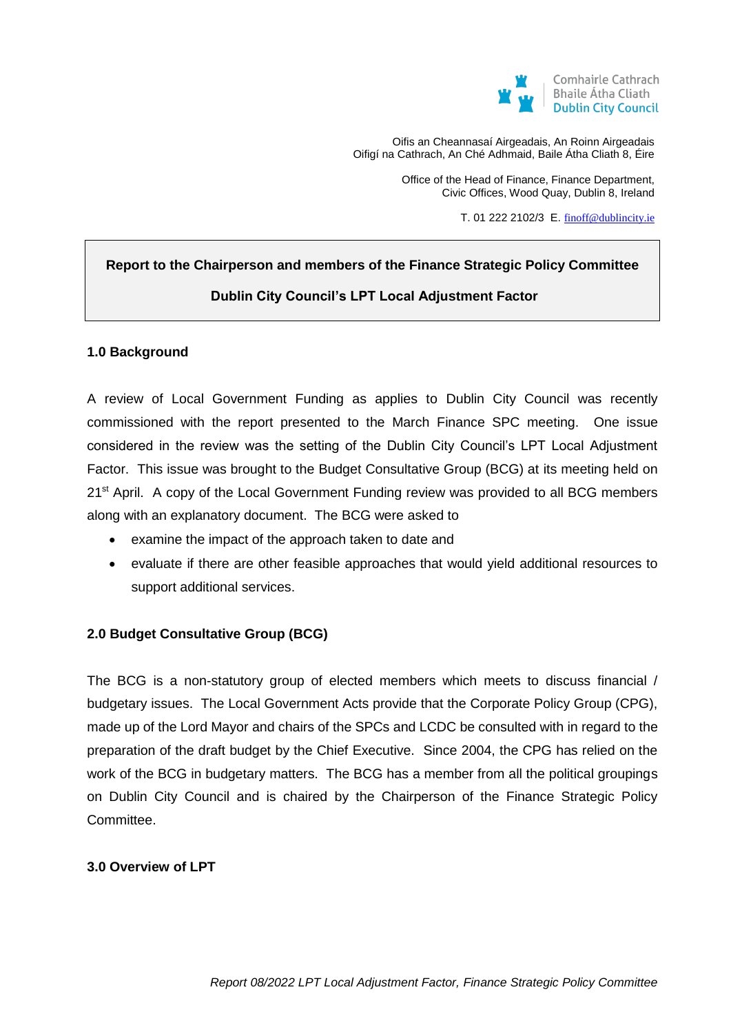Comhairle Cathrach
Bhaile Átha Cliath
Dublin City Council

Oifis an Cheannasaí Airgeadais, An Roinn Airgeadais
Oifigí na Cathrach, An Ché Adhmaid, Baile Átha Cliath 8, Éire

Office of the Head of Finance, Finance Department,
Civic Offices, Wood Quay, Dublin 8, Ireland

T. 01 222 2102/3 E. finoff@dublincity.ie

**Report to the Chairperson and members of the Finance Strategic Policy Committee**

**Dublin City Council's LPT Local Adjustment Factor**

## 1.0 Background

A review of Local Government Funding as applies to Dublin City Council was recently commissioned with the report presented to the March Finance SPC meeting. One issue considered in the review was the setting of the Dublin City Council's LPT Local Adjustment Factor. This issue was brought to the Budget Consultative Group (BCG) at its meeting held on 21st April. A copy of the Local Government Funding review was provided to all BCG members along with an explanatory document. The BCG were asked to

- examine the impact of the approach taken to date and
- evaluate if there are other feasible approaches that would yield additional resources to support additional services.

## 2.0 Budget Consultative Group (BCG)

The BCG is a non-statutory group of elected members which meets to discuss financial / budgetary issues. The Local Government Acts provide that the Corporate Policy Group (CPG), made up of the Lord Mayor and chairs of the SPCs and LCDC be consulted with in regard to the preparation of the draft budget by the Chief Executive. Since 2004, the CPG has relied on the work of the BCG in budgetary matters. The BCG has a member from all the political groupings on Dublin City Council and is chaired by the Chairperson of the Finance Strategic Policy Committee.

## 3.0 Overview of LPT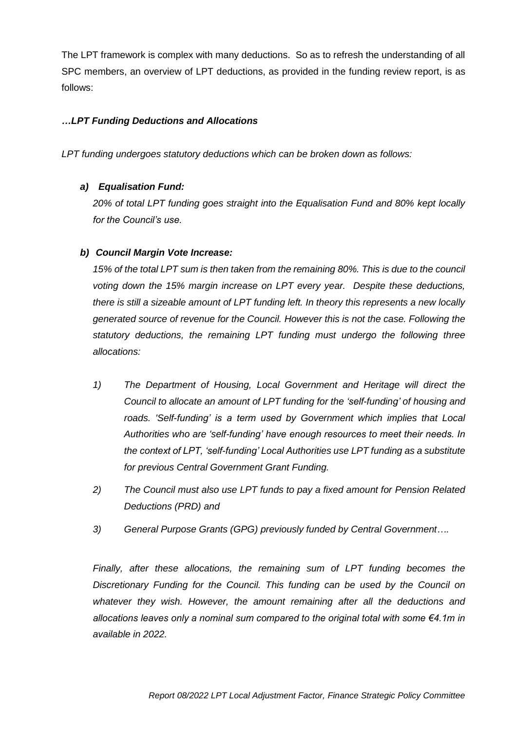The LPT framework is complex with many deductions. So as to refresh the understanding of all SPC members, an overview of LPT deductions, as provided in the funding review report, is as follows:

***…LPT Funding Deductions and Allocations***

*LPT funding undergoes statutory deductions which can be broken down as follows:*

***a) Equalisation Fund:***

*20% of total LPT funding goes straight into the Equalisation Fund and 80% kept locally for the Council's use.*

***b) Council Margin Vote Increase:***

*15% of the total LPT sum is then taken from the remaining 80%. This is due to the council voting down the 15% margin increase on LPT every year. Despite these deductions, there is still a sizeable amount of LPT funding left. In theory this represents a new locally generated source of revenue for the Council. However this is not the case. Following the statutory deductions, the remaining LPT funding must undergo the following three allocations:*

1) *The Department of Housing, Local Government and Heritage will direct the Council to allocate an amount of LPT funding for the 'self-funding' of housing and roads. 'Self-funding' is a term used by Government which implies that Local Authorities who are 'self-funding' have enough resources to meet their needs. In the context of LPT, 'self-funding' Local Authorities use LPT funding as a substitute for previous Central Government Grant Funding.*

2) *The Council must also use LPT funds to pay a fixed amount for Pension Related Deductions (PRD) and*

3) *General Purpose Grants (GPG) previously funded by Central Government….*

*Finally, after these allocations, the remaining sum of LPT funding becomes the Discretionary Funding for the Council. This funding can be used by the Council on whatever they wish. However, the amount remaining after all the deductions and allocations leaves only a nominal sum compared to the original total with some €4.1m in available in 2022.*

*Report 08/2022 LPT Local Adjustment Factor, Finance Strategic Policy Committee*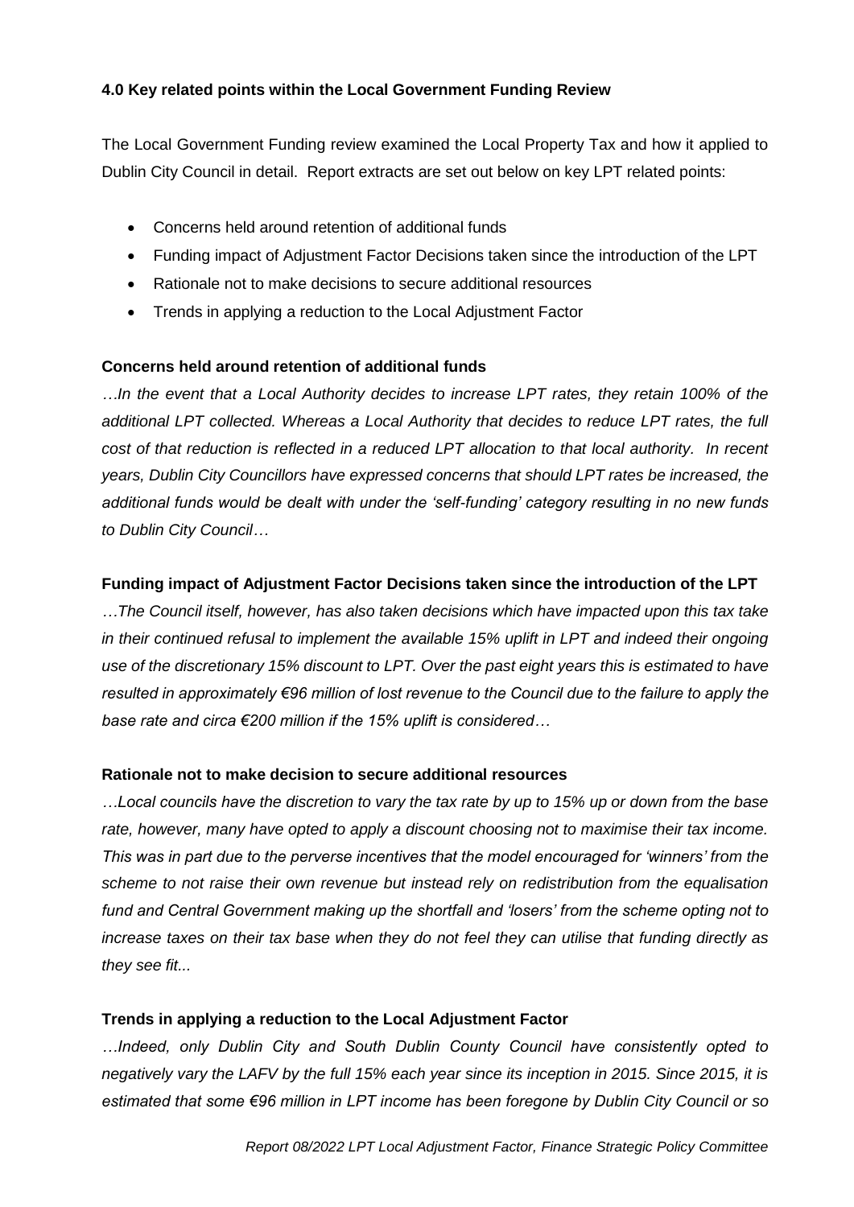**4.0 Key related points within the Local Government Funding Review**

The Local Government Funding review examined the Local Property Tax and how it applied to Dublin City Council in detail. Report extracts are set out below on key LPT related points:

- Concerns held around retention of additional funds
- Funding impact of Adjustment Factor Decisions taken since the introduction of the LPT
- Rationale not to make decisions to secure additional resources
- Trends in applying a reduction to the Local Adjustment Factor

**Concerns held around retention of additional funds**

*…In the event that a Local Authority decides to increase LPT rates, they retain 100% of the additional LPT collected. Whereas a Local Authority that decides to reduce LPT rates, the full cost of that reduction is reflected in a reduced LPT allocation to that local authority. In recent years, Dublin City Councillors have expressed concerns that should LPT rates be increased, the additional funds would be dealt with under the 'self-funding' category resulting in no new funds to Dublin City Council…*

**Funding impact of Adjustment Factor Decisions taken since the introduction of the LPT**

*…The Council itself, however, has also taken decisions which have impacted upon this tax take in their continued refusal to implement the available 15% uplift in LPT and indeed their ongoing use of the discretionary 15% discount to LPT. Over the past eight years this is estimated to have resulted in approximately €96 million of lost revenue to the Council due to the failure to apply the base rate and circa €200 million if the 15% uplift is considered…*

**Rationale not to make decision to secure additional resources**

*…Local councils have the discretion to vary the tax rate by up to 15% up or down from the base rate, however, many have opted to apply a discount choosing not to maximise their tax income. This was in part due to the perverse incentives that the model encouraged for 'winners' from the scheme to not raise their own revenue but instead rely on redistribution from the equalisation fund and Central Government making up the shortfall and 'losers' from the scheme opting not to increase taxes on their tax base when they do not feel they can utilise that funding directly as they see fit...*

**Trends in applying a reduction to the Local Adjustment Factor**

*…Indeed, only Dublin City and South Dublin County Council have consistently opted to negatively vary the LAFV by the full 15% each year since its inception in 2015. Since 2015, it is estimated that some €96 million in LPT income has been foregone by Dublin City Council or so*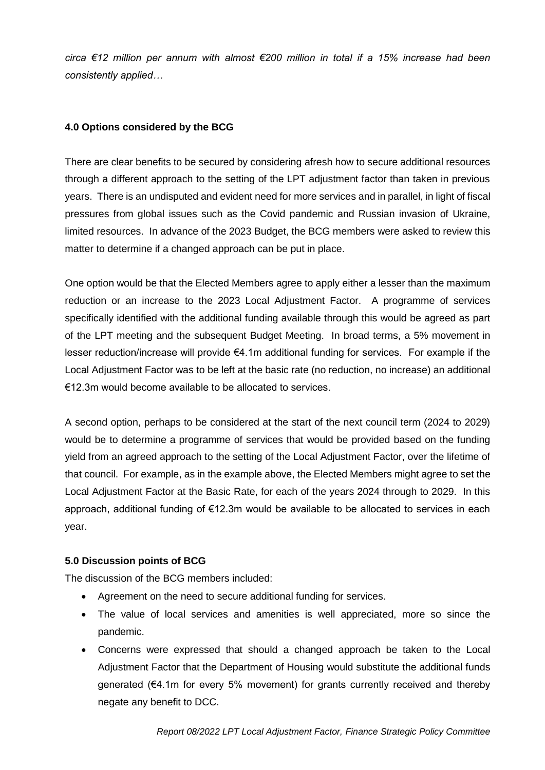*circa €12 million per annum with almost €200 million in total if a 15% increase had been consistently applied…*

**4.0 Options considered by the BCG**

There are clear benefits to be secured by considering afresh how to secure additional resources through a different approach to the setting of the LPT adjustment factor than taken in previous years. There is an undisputed and evident need for more services and in parallel, in light of fiscal pressures from global issues such as the Covid pandemic and Russian invasion of Ukraine, limited resources. In advance of the 2023 Budget, the BCG members were asked to review this matter to determine if a changed approach can be put in place.

One option would be that the Elected Members agree to apply either a lesser than the maximum reduction or an increase to the 2023 Local Adjustment Factor. A programme of services specifically identified with the additional funding available through this would be agreed as part of the LPT meeting and the subsequent Budget Meeting. In broad terms, a 5% movement in lesser reduction/increase will provide €4.1m additional funding for services. For example if the Local Adjustment Factor was to be left at the basic rate (no reduction, no increase) an additional €12.3m would become available to be allocated to services.

A second option, perhaps to be considered at the start of the next council term (2024 to 2029) would be to determine a programme of services that would be provided based on the funding yield from an agreed approach to the setting of the Local Adjustment Factor, over the lifetime of that council. For example, as in the example above, the Elected Members might agree to set the Local Adjustment Factor at the Basic Rate, for each of the years 2024 through to 2029. In this approach, additional funding of €12.3m would be available to be allocated to services in each year.

**5.0 Discussion points of BCG**

The discussion of the BCG members included:

- Agreement on the need to secure additional funding for services.
- The value of local services and amenities is well appreciated, more so since the pandemic.
- Concerns were expressed that should a changed approach be taken to the Local Adjustment Factor that the Department of Housing would substitute the additional funds generated (€4.1m for every 5% movement) for grants currently received and thereby negate any benefit to DCC.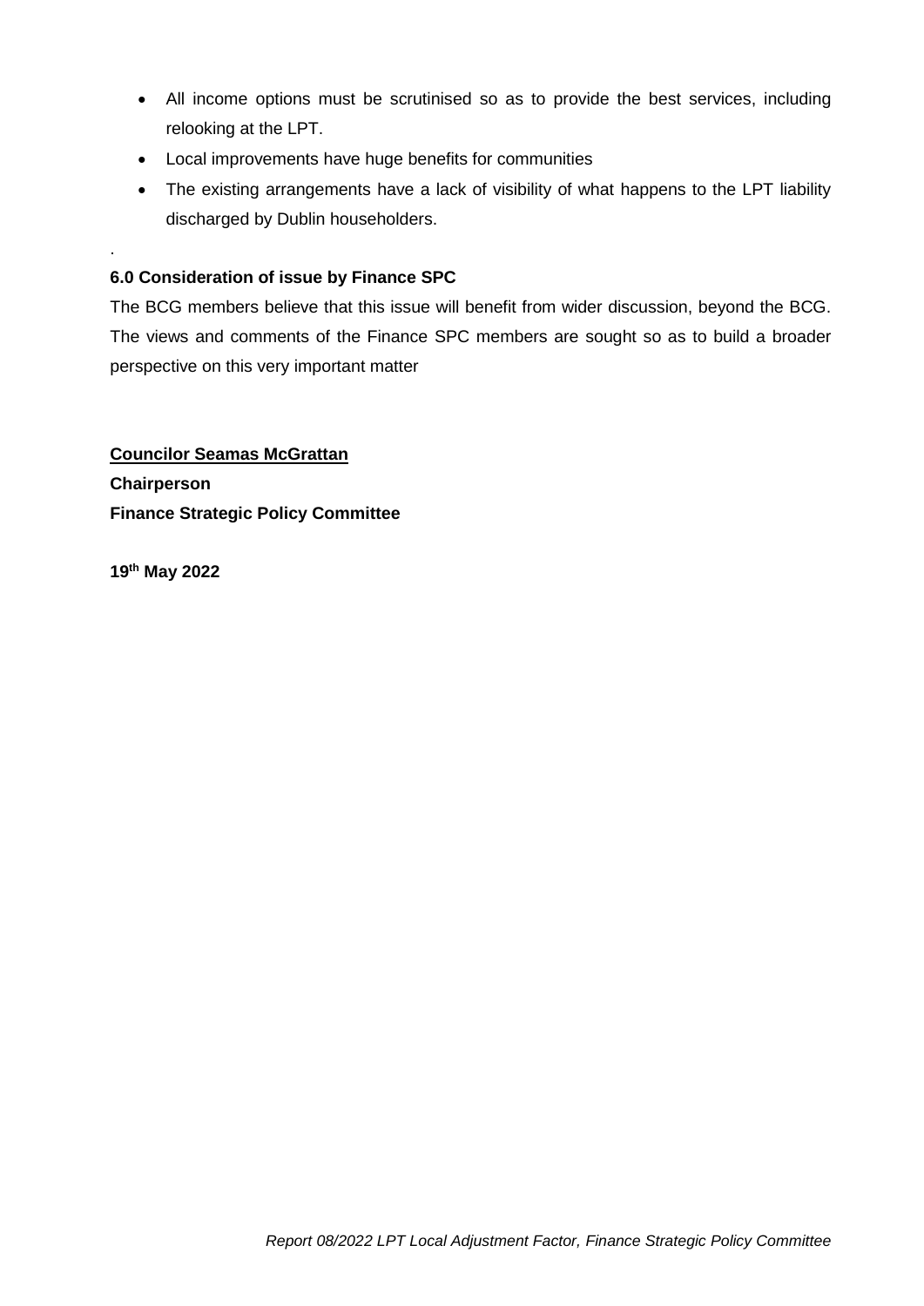- All income options must be scrutinised so as to provide the best services, including relooking at the LPT.
- Local improvements have huge benefits for communities
- The existing arrangements have a lack of visibility of what happens to the LPT liability discharged by Dublin householders.

.

**6.0 Consideration of issue by Finance SPC**

The BCG members believe that this issue will benefit from wider discussion, beyond the BCG. The views and comments of the Finance SPC members are sought so as to build a broader perspective on this very important matter

**Councilor Seamas McGrattan**
**Chairperson**
**Finance Strategic Policy Committee**

**19th May 2022**